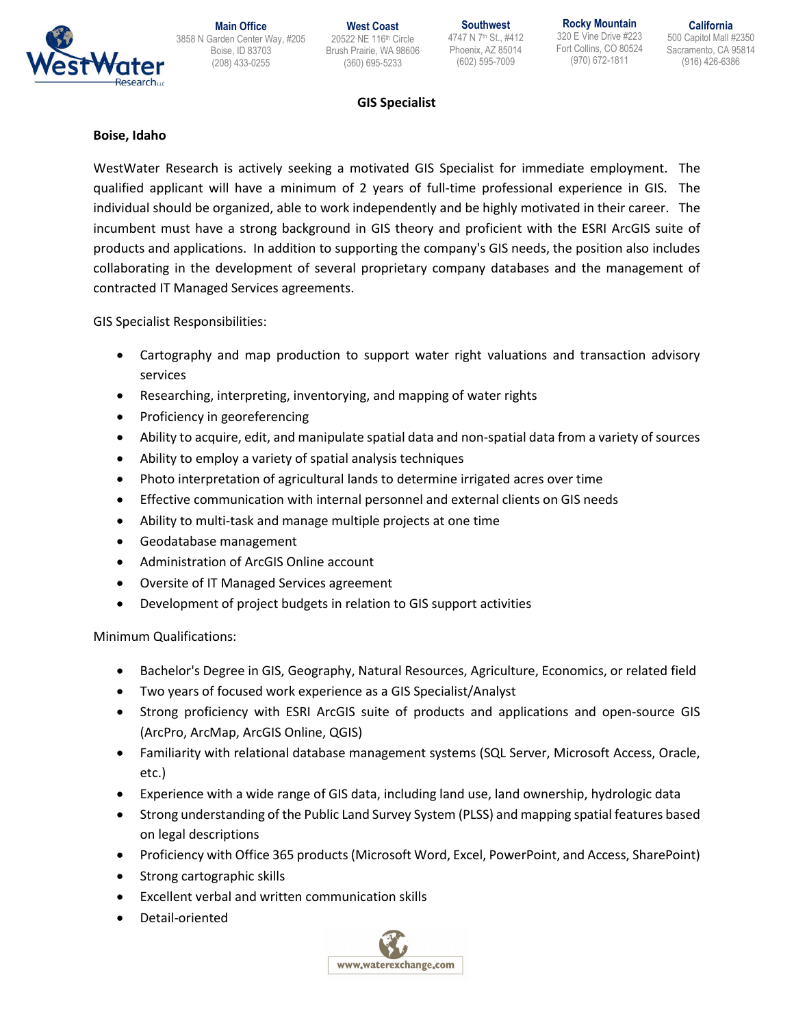**Main Office**
3858 N Garden Center Way, #205
Boise, ID 83703
(208) 433-0255

**West Coast**
20522 NE 116th Circle
Brush Prairie, WA 98606
(360) 695-5233

**Southwest**
4747 N 7th St., #412
Phoenix, AZ 85014
(602) 595-7009

**Rocky Mountain**
320 E Vine Drive #223
Fort Collins, CO 80524
(970) 672-1811

**California**
500 Capitol Mall #2350
Sacramento, CA 95814
(916) 426-6386

# GIS Specialist

**Boise, Idaho**

WestWater Research is actively seeking a motivated GIS Specialist for immediate employment. The qualified applicant will have a minimum of 2 years of full-time professional experience in GIS. The individual should be organized, able to work independently and be highly motivated in their career. The incumbent must have a strong background in GIS theory and proficient with the ESRI ArcGIS suite of products and applications. In addition to supporting the company's GIS needs, the position also includes collaborating in the development of several proprietary company databases and the management of contracted IT Managed Services agreements.

GIS Specialist Responsibilities:

- Cartography and map production to support water right valuations and transaction advisory services
- Researching, interpreting, inventorying, and mapping of water rights
- Proficiency in georeferencing
- Ability to acquire, edit, and manipulate spatial data and non-spatial data from a variety of sources
- Ability to employ a variety of spatial analysis techniques
- Photo interpretation of agricultural lands to determine irrigated acres over time
- Effective communication with internal personnel and external clients on GIS needs
- Ability to multi-task and manage multiple projects at one time
- Geodatabase management
- Administration of ArcGIS Online account
- Oversite of IT Managed Services agreement
- Development of project budgets in relation to GIS support activities

Minimum Qualifications:

- Bachelor's Degree in GIS, Geography, Natural Resources, Agriculture, Economics, or related field
- Two years of focused work experience as a GIS Specialist/Analyst
- Strong proficiency with ESRI ArcGIS suite of products and applications and open-source GIS (ArcPro, ArcMap, ArcGIS Online, QGIS)
- Familiarity with relational database management systems (SQL Server, Microsoft Access, Oracle, etc.)
- Experience with a wide range of GIS data, including land use, land ownership, hydrologic data
- Strong understanding of the Public Land Survey System (PLSS) and mapping spatial features based on legal descriptions
- Proficiency with Office 365 products (Microsoft Word, Excel, PowerPoint, and Access, SharePoint)
- Strong cartographic skills
- Excellent verbal and written communication skills
- Detail-oriented

www.waterexchange.com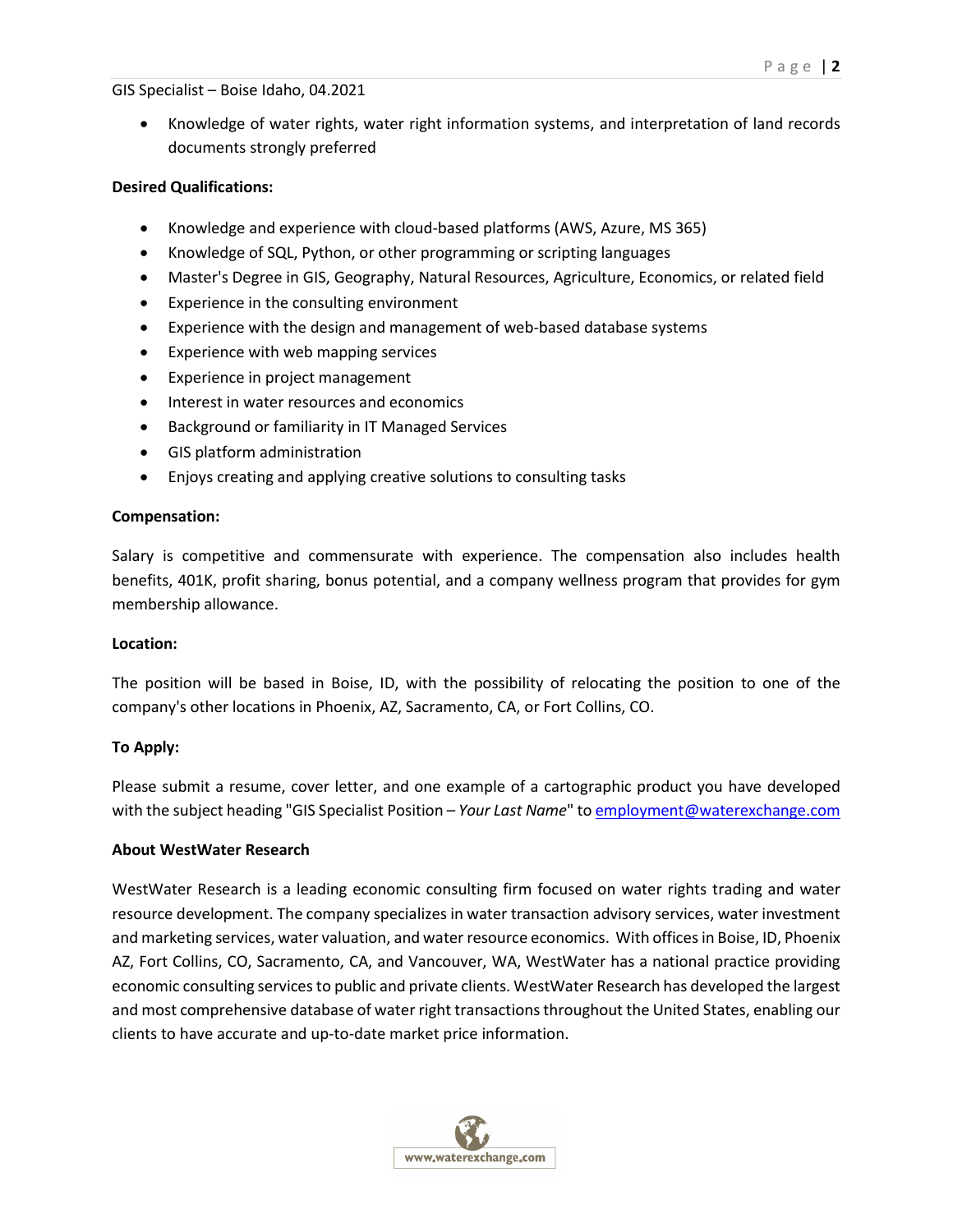- Knowledge of water rights, water right information systems, and interpretation of land records documents strongly preferred

**Desired Qualifications:**

- Knowledge and experience with cloud-based platforms (AWS, Azure, MS 365)
- Knowledge of SQL, Python, or other programming or scripting languages
- Master's Degree in GIS, Geography, Natural Resources, Agriculture, Economics, or related field
- Experience in the consulting environment
- Experience with the design and management of web-based database systems
- Experience with web mapping services
- Experience in project management
- Interest in water resources and economics
- Background or familiarity in IT Managed Services
- GIS platform administration
- Enjoys creating and applying creative solutions to consulting tasks

**Compensation:**

Salary is competitive and commensurate with experience. The compensation also includes health benefits, 401K, profit sharing, bonus potential, and a company wellness program that provides for gym membership allowance.

**Location:**

The position will be based in Boise, ID, with the possibility of relocating the position to one of the company's other locations in Phoenix, AZ, Sacramento, CA, or Fort Collins, CO.

**To Apply:**

Please submit a resume, cover letter, and one example of a cartographic product you have developed with the subject heading "GIS Specialist Position – *Your Last Name*" to employment@waterexchange.com

**About WestWater Research**

WestWater Research is a leading economic consulting firm focused on water rights trading and water resource development. The company specializes in water transaction advisory services, water investment and marketing services, water valuation, and water resource economics. With offices in Boise, ID, Phoenix AZ, Fort Collins, CO, Sacramento, CA, and Vancouver, WA, WestWater has a national practice providing economic consulting services to public and private clients. WestWater Research has developed the largest and most comprehensive database of water right transactions throughout the United States, enabling our clients to have accurate and up-to-date market price information.

www.waterexchange.com